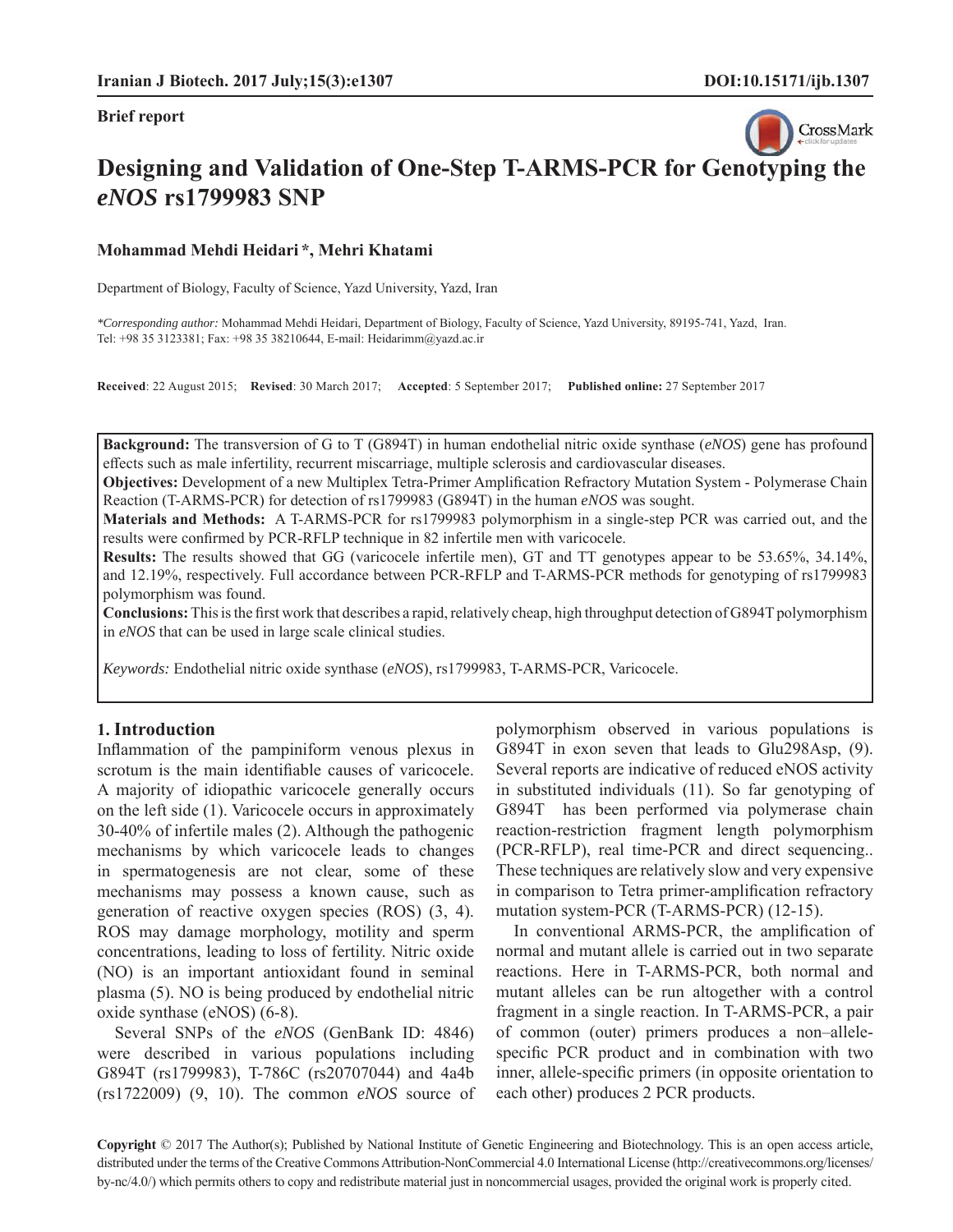Brief report

# Designing and Validation of One-Step T-ARMS-PCR for Genotyping the *eNOS* rs1799983 SNP

**Mohammad Mehdi Heidari \*, Mehri Khatami**

Department of Biology, Faculty of Science, Yazd University, Yazd, Iran

*\*Corresponding author:* Mohammad Mehdi Heidari, Department of Biology, Faculty of Science, Yazd University, 89195-741, Yazd, Iran. Tel: +98 35 3123381; Fax: +98 35 38210644, E-mail: Heidarimm@yazd.ac.ir

**Received**: 22 August 2015; **Revised**: 30 March 2017; **Accepted**: 5 September 2017; **Published online:** 27 September 2017

**Background:** The transversion of G to T (G894T) in human endothelial nitric oxide synthase (*eNOS*) gene has profound effects such as male infertility, recurrent miscarriage, multiple sclerosis and cardiovascular diseases.

**Objectives:** Development of a new Multiplex Tetra-Primer Amplification Refractory Mutation System - Polymerase Chain Reaction (T-ARMS-PCR) for detection of rs1799983 (G894T) in the human *eNOS* was sought.

**Materials and Methods:** A T-ARMS-PCR for rs1799983 polymorphism in a single-step PCR was carried out, and the results were confirmed by PCR-RFLP technique in 82 infertile men with varicocele.

**Results:** The results showed that GG (varicocele infertile men), GT and TT genotypes appear to be 53.65%, 34.14%, and 12.19%, respectively. Full accordance between PCR-RFLP and T-ARMS-PCR methods for genotyping of rs1799983 polymorphism was found.

**Conclusions:** This is the first work that describes a rapid, relatively cheap, high throughput detection of G894T polymorphism in *eNOS* that can be used in large scale clinical studies.

*Keywords:* Endothelial nitric oxide synthase (*eNOS*), rs1799983, T-ARMS-PCR, Varicocele.

## 1. Introduction

Inflammation of the pampiniform venous plexus in scrotum is the main identifiable causes of varicocele. A majority of idiopathic varicocele generally occurs on the left side (1). Varicocele occurs in approximately 30-40% of infertile males (2). Although the pathogenic mechanisms by which varicocele leads to changes in spermatogenesis are not clear, some of these mechanisms may possess a known cause, such as generation of reactive oxygen species (ROS) (3, 4). ROS may damage morphology, motility and sperm concentrations, leading to loss of fertility. Nitric oxide (NO) is an important antioxidant found in seminal plasma (5). NO is being produced by endothelial nitric oxide synthase (eNOS) (6-8).

Several SNPs of the *eNOS* (GenBank ID: 4846) were described in various populations including G894T (rs1799983), T-786C (rs20707044) and 4a4b (rs1722009) (9, 10). The common *eNOS* source of polymorphism observed in various populations is G894T in exon seven that leads to Glu298Asp, (9). Several reports are indicative of reduced eNOS activity in substituted individuals (11). So far genotyping of G894T has been performed via polymerase chain reaction-restriction fragment length polymorphism (PCR-RFLP), real time-PCR and direct sequencing.. These techniques are relatively slow and very expensive in comparison to Tetra primer-amplification refractory mutation system-PCR (T-ARMS-PCR) (12-15).

In conventional ARMS-PCR, the amplification of normal and mutant allele is carried out in two separate reactions. Here in T-ARMS-PCR, both normal and mutant alleles can be run altogether with a control fragment in a single reaction. In T-ARMS-PCR, a pair of common (outer) primers produces a non–allele-specific PCR product and in combination with two inner, allele-specific primers (in opposite orientation to each other) produces 2 PCR products.

**Copyright** © 2017 The Author(s); Published by National Institute of Genetic Engineering and Biotechnology. This is an open access article, distributed under the terms of the Creative Commons Attribution-NonCommercial 4.0 International License (http://creativecommons.org/licenses/by-nc/4.0/) which permits others to copy and redistribute material just in noncommercial usages, provided the original work is properly cited.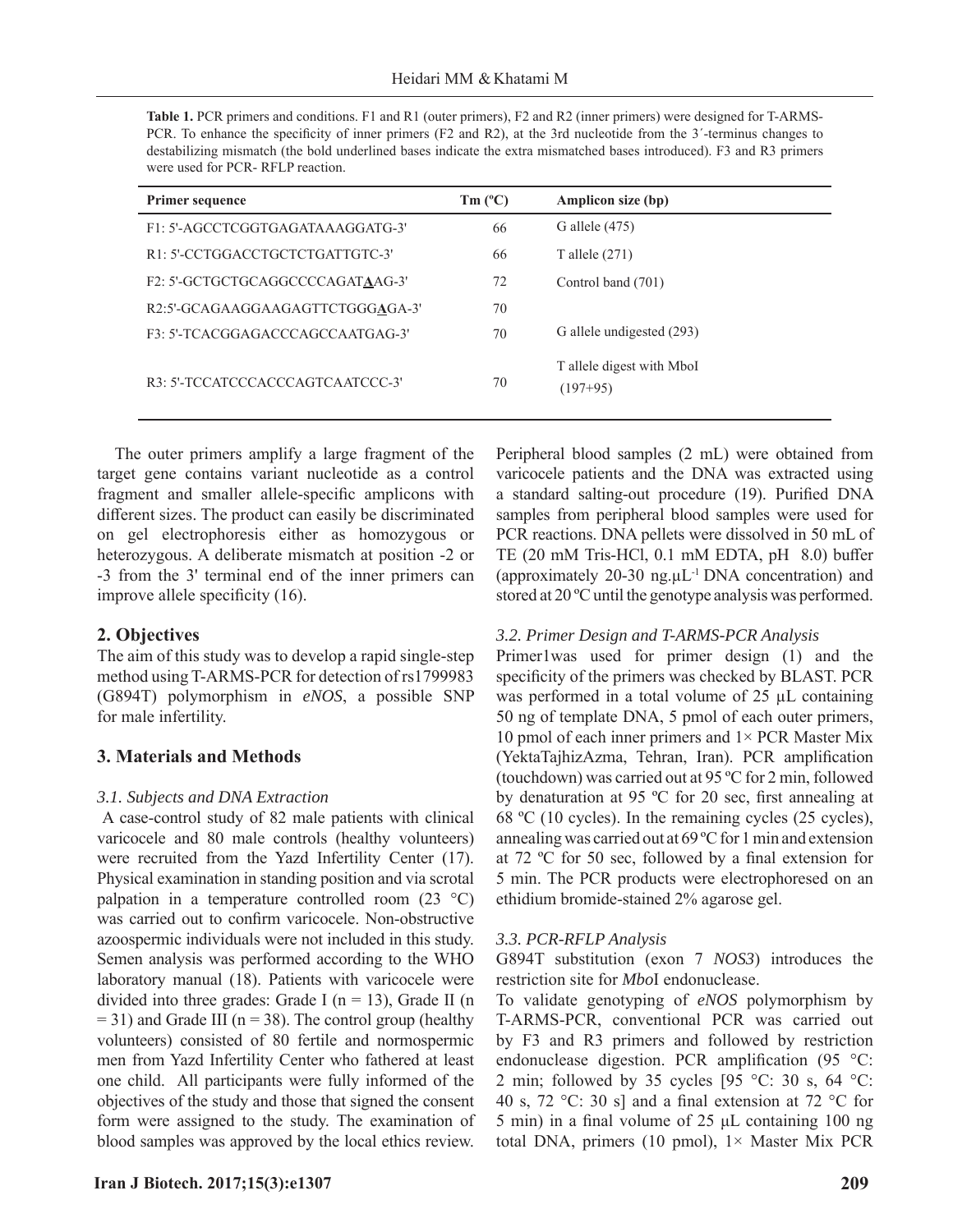**Table 1.** PCR primers and conditions. F1 and R1 (outer primers), F2 and R2 (inner primers) were designed for T-ARMS-PCR. To enhance the specificity of inner primers (F2 and R2), at the 3rd nucleotide from the 3´-terminus changes to destabilizing mismatch (the bold underlined bases indicate the extra mismatched bases introduced). F3 and R3 primers were used for PCR- RFLP reaction.

| Primer sequence | Tm (ºC) | Amplicon size (bp) |
|---|---|---|
| F1: 5'-AGCCTCGGTGAGATAAAGGATG-3' | 66 | G allele (475) |
| R1: 5'-CCTGGACCTGCTCTGATTGTC-3' | 66 | T allele (271) |
| F2: 5'-GCTGCTGCAGGCCCCAGAT**<u>A</u>**AG-3' | 72 | Control band (701) |
| R2:5'-GCAGAAGGAAGAGTTCTGGG**<u>A</u>**GA-3' | 70 | |
| F3: 5'-TCACGGAGACCCAGCCAATGAG-3' | 70 | G allele undigested (293) |
| R3: 5'-TCCATCCCACCCAGTCAATCCC-3' | 70 | T allele digest with MboI (197+95) |

The outer primers amplify a large fragment of the target gene contains variant nucleotide as a control fragment and smaller allele-specific amplicons with different sizes. The product can easily be discriminated on gel electrophoresis either as homozygous or heterozygous. A deliberate mismatch at position -2 or -3 from the 3' terminal end of the inner primers can improve allele specificity (16).

## 2. Objectives

The aim of this study was to develop a rapid single-step method using T-ARMS-PCR for detection of rs1799983 (G894T) polymorphism in *eNOS*, a possible SNP for male infertility.

## 3. Materials and Methods

### 3.1. Subjects and DNA Extraction

A case-control study of 82 male patients with clinical varicocele and 80 male controls (healthy volunteers) were recruited from the Yazd Infertility Center (17). Physical examination in standing position and via scrotal palpation in a temperature controlled room (23 °C) was carried out to confirm varicocele. Non-obstructive azoospermic individuals were not included in this study. Semen analysis was performed according to the WHO laboratory manual (18). Patients with varicocele were divided into three grades: Grade I (n = 13), Grade II (n = 31) and Grade III (n = 38). The control group (healthy volunteers) consisted of 80 fertile and normospermic men from Yazd Infertility Center who fathered at least one child. All participants were fully informed of the objectives of the study and those that signed the consent form were assigned to the study. The examination of blood samples was approved by the local ethics review. Peripheral blood samples (2 mL) were obtained from varicocele patients and the DNA was extracted using a standard salting-out procedure (19). Purified DNA samples from peripheral blood samples were used for PCR reactions. DNA pellets were dissolved in 50 mL of TE (20 mM Tris-HCl, 0.1 mM EDTA, pH 8.0) buffer (approximately 20-30 ng.µL$^{-1}$ DNA concentration) and stored at 20 ºC until the genotype analysis was performed.

### 3.2. Primer Design and T-ARMS-PCR Analysis

Primer1was used for primer design (1) and the specificity of the primers was checked by BLAST. PCR was performed in a total volume of 25 µL containing 50 ng of template DNA, 5 pmol of each outer primers, 10 pmol of each inner primers and 1× PCR Master Mix (YektaTajhizAzma, Tehran, Iran). PCR amplification (touchdown) was carried out at 95 ºC for 2 min, followed by denaturation at 95 ºC for 20 sec, first annealing at 68 ºC (10 cycles). In the remaining cycles (25 cycles), annealing was carried out at 69 ºC for 1 min and extension at 72 ºC for 50 sec, followed by a final extension for 5 min. The PCR products were electrophoresed on an ethidium bromide-stained 2% agarose gel.

### 3.3. PCR-RFLP Analysis

G894T substitution (exon 7 *NOS3*) introduces the restriction site for *Mbo*I endonuclease.

To validate genotyping of *eNOS* polymorphism by T-ARMS-PCR, conventional PCR was carried out by F3 and R3 primers and followed by restriction endonuclease digestion. PCR amplification (95 °C: 2 min; followed by 35 cycles [95 °C: 30 s, 64 °C: 40 s, 72 °C: 30 s] and a final extension at 72 °C for 5 min) in a final volume of 25 µL containing 100 ng total DNA, primers (10 pmol), 1× Master Mix PCR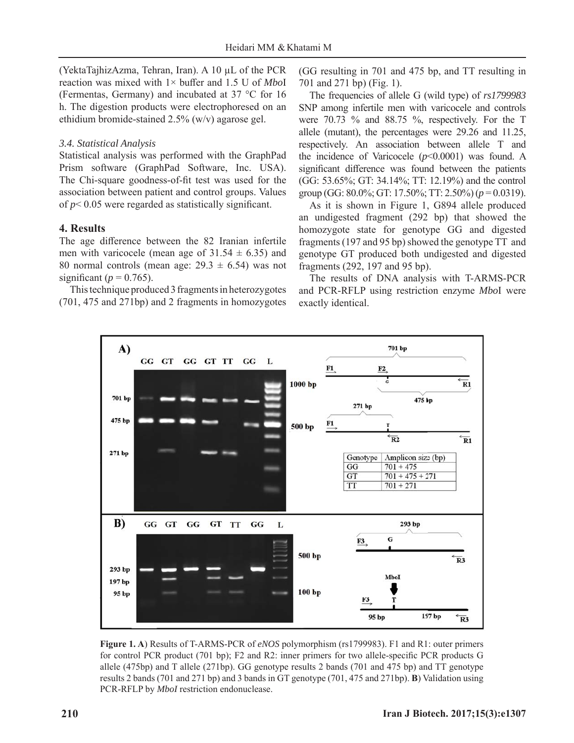(YektaTajhizAzma, Tehran, Iran). A 10 µL of the PCR reaction was mixed with 1× buffer and 1.5 U of *Mbo*I (Fermentas, Germany) and incubated at 37 °C for 16 h. The digestion products were electrophoresed on an ethidium bromide-stained 2.5% (w/v) agarose gel.

### *3.4. Statistical Analysis*

Statistical analysis was performed with the GraphPad Prism software (GraphPad Software, Inc. USA). The Chi-square goodness-of-fit test was used for the association between patient and control groups. Values of $p < 0.05$ were regarded as statistically significant.

## 4. Results

The age difference between the 82 Iranian infertile men with varicocele (mean age of $31.54 \pm 6.35$) and 80 normal controls (mean age: $29.3 \pm 6.54$) was not significant ($p = 0.765$).

This technique produced 3 fragments in heterozygotes (701, 475 and 271bp) and 2 fragments in homozygotes (GG resulting in 701 and 475 bp, and TT resulting in 701 and 271 bp) (Fig. 1).

The frequencies of allele G (wild type) of *rs1799983* SNP among infertile men with varicocele and controls were 70.73 % and 88.75 %, respectively. For the T allele (mutant), the percentages were 29.26 and 11.25, respectively. An association between allele T and the incidence of Varicocele ($p<0.0001$) was found. A significant difference was found between the patients (GG: 53.65%; GT: 34.14%; TT: 12.19%) and the control group (GG: 80.0%; GT: 17.50%; TT: 2.50%) ($p = 0.0319$).

As it is shown in Figure 1, G894 allele produced an undigested fragment (292 bp) that showed the homozygote state for genotype GG and digested fragments (197 and 95 bp) showed the genotype TT and genotype GT produced both undigested and digested fragments (292, 197 and 95 bp).

The results of DNA analysis with T-ARMS-PCR and PCR-RFLP using restriction enzyme *Mbo*I were exactly identical.

| Genotype | Amplicon size (bp) |
|---|---|
| GG | 701 + 475 |
| GT | 701 + 475 + 271 |
| TT | 701 + 271 |

**Figure 1. A**) Results of T-ARMS-PCR of *eNOS* polymorphism (rs1799983). F1 and R1: outer primers for control PCR product (701 bp); F2 and R2: inner primers for two allele-specific PCR products G allele (475bp) and T allele (271bp). GG genotype results 2 bands (701 and 475 bp) and TT genotype results 2 bands (701 and 271 bp) and 3 bands in GT genotype (701, 475 and 271bp). **B**) Validation using PCR-RFLP by *MboI* restriction endonuclease.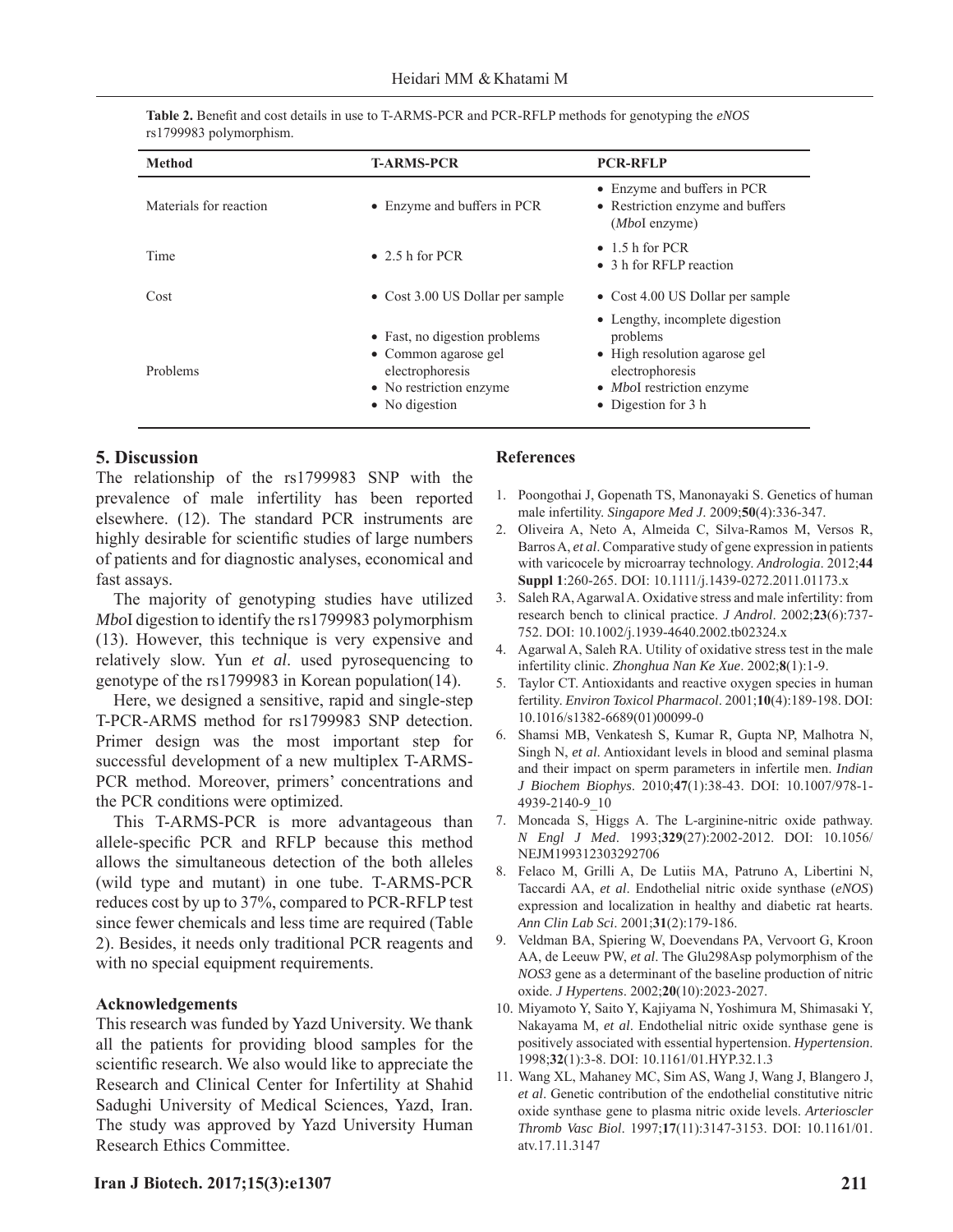**Table 2.** Benefit and cost details in use to T-ARMS-PCR and PCR-RFLP methods for genotyping the *eNOS* rs1799983 polymorphism.

| Method | T-ARMS-PCR | PCR-RFLP |
|---|---|---|
| Materials for reaction | • Enzyme and buffers in PCR | • Enzyme and buffers in PCR<br>• Restriction enzyme and buffers (*Mbo*I enzyme) |
| Time | • 2.5 h for PCR | • 1.5 h for PCR<br>• 3 h for RFLP reaction |
| Cost | • Cost 3.00 US Dollar per sample | • Cost 4.00 US Dollar per sample |
| Problems | • Fast, no digestion problems<br>• Common agarose gel electrophoresis<br>• No restriction enzyme<br>• No digestion | • Lengthy, incomplete digestion problems<br>• High resolution agarose gel electrophoresis<br>• *Mbo*I restriction enzyme<br>• Digestion for 3 h |

## 5. Discussion

The relationship of the rs1799983 SNP with the prevalence of male infertility has been reported elsewhere. (12). The standard PCR instruments are highly desirable for scientific studies of large numbers of patients and for diagnostic analyses, economical and fast assays.

The majority of genotyping studies have utilized *Mbo*I digestion to identify the rs1799983 polymorphism (13). However, this technique is very expensive and relatively slow. Yun *et al*. used pyrosequencing to genotype of the rs1799983 in Korean population(14).

Here, we designed a sensitive, rapid and single-step T-PCR-ARMS method for rs1799983 SNP detection. Primer design was the most important step for successful development of a new multiplex T-ARMS-PCR method. Moreover, primers' concentrations and the PCR conditions were optimized.

This T-ARMS-PCR is more advantageous than allele-specific PCR and RFLP because this method allows the simultaneous detection of the both alleles (wild type and mutant) in one tube. T-ARMS-PCR reduces cost by up to 37%, compared to PCR-RFLP test since fewer chemicals and less time are required (Table 2). Besides, it needs only traditional PCR reagents and with no special equipment requirements.

### Acknowledgements

This research was funded by Yazd University. We thank all the patients for providing blood samples for the scientific research. We also would like to appreciate the Research and Clinical Center for Infertility at Shahid Sadughi University of Medical Sciences, Yazd, Iran. The study was approved by Yazd University Human Research Ethics Committee.

## References

1. Poongothai J, Gopenath TS, Manonayaki S. Genetics of human male infertility. *Singapore Med J*. 2009;**50**(4):336-347.
2. Oliveira A, Neto A, Almeida C, Silva-Ramos M, Versos R, Barros A, *et al*. Comparative study of gene expression in patients with varicocele by microarray technology. *Andrologia*. 2012;**44 Suppl 1**:260-265. DOI: 10.1111/j.1439-0272.2011.01173.x
3. Saleh RA, Agarwal A. Oxidative stress and male infertility: from research bench to clinical practice. *J Androl*. 2002;**23**(6):737-752. DOI: 10.1002/j.1939-4640.2002.tb02324.x
4. Agarwal A, Saleh RA. Utility of oxidative stress test in the male infertility clinic. *Zhonghua Nan Ke Xue*. 2002;**8**(1):1-9.
5. Taylor CT. Antioxidants and reactive oxygen species in human fertility. *Environ Toxicol Pharmacol*. 2001;**10**(4):189-198. DOI: 10.1016/s1382-6689(01)00099-0
6. Shamsi MB, Venkatesh S, Kumar R, Gupta NP, Malhotra N, Singh N, *et al*. Antioxidant levels in blood and seminal plasma and their impact on sperm parameters in infertile men. *Indian J Biochem Biophys*. 2010;**47**(1):38-43. DOI: 10.1007/978-1-4939-2140-9_10
7. Moncada S, Higgs A. The L-arginine-nitric oxide pathway. *N Engl J Med*. 1993;**329**(27):2002-2012. DOI: 10.1056/NEJM199312303292706
8. Felaco M, Grilli A, De Lutiis MA, Patruno A, Libertini N, Taccardi AA, *et al*. Endothelial nitric oxide synthase (*eNOS*) expression and localization in healthy and diabetic rat hearts. *Ann Clin Lab Sci*. 2001;**31**(2):179-186.
9. Veldman BA, Spiering W, Doevendans PA, Vervoort G, Kroon AA, de Leeuw PW, *et al*. The Glu298Asp polymorphism of the *NOS3* gene as a determinant of the baseline production of nitric oxide. *J Hypertens*. 2002;**20**(10):2023-2027.
10. Miyamoto Y, Saito Y, Kajiyama N, Yoshimura M, Shimasaki Y, Nakayama M, *et al*. Endothelial nitric oxide synthase gene is positively associated with essential hypertension. *Hypertension*. 1998;**32**(1):3-8. DOI: 10.1161/01.HYP.32.1.3
11. Wang XL, Mahaney MC, Sim AS, Wang J, Wang J, Blangero J, *et al*. Genetic contribution of the endothelial constitutive nitric oxide synthase gene to plasma nitric oxide levels. *Arterioscler Thromb Vasc Biol*. 1997;**17**(11):3147-3153. DOI: 10.1161/01.atv.17.11.3147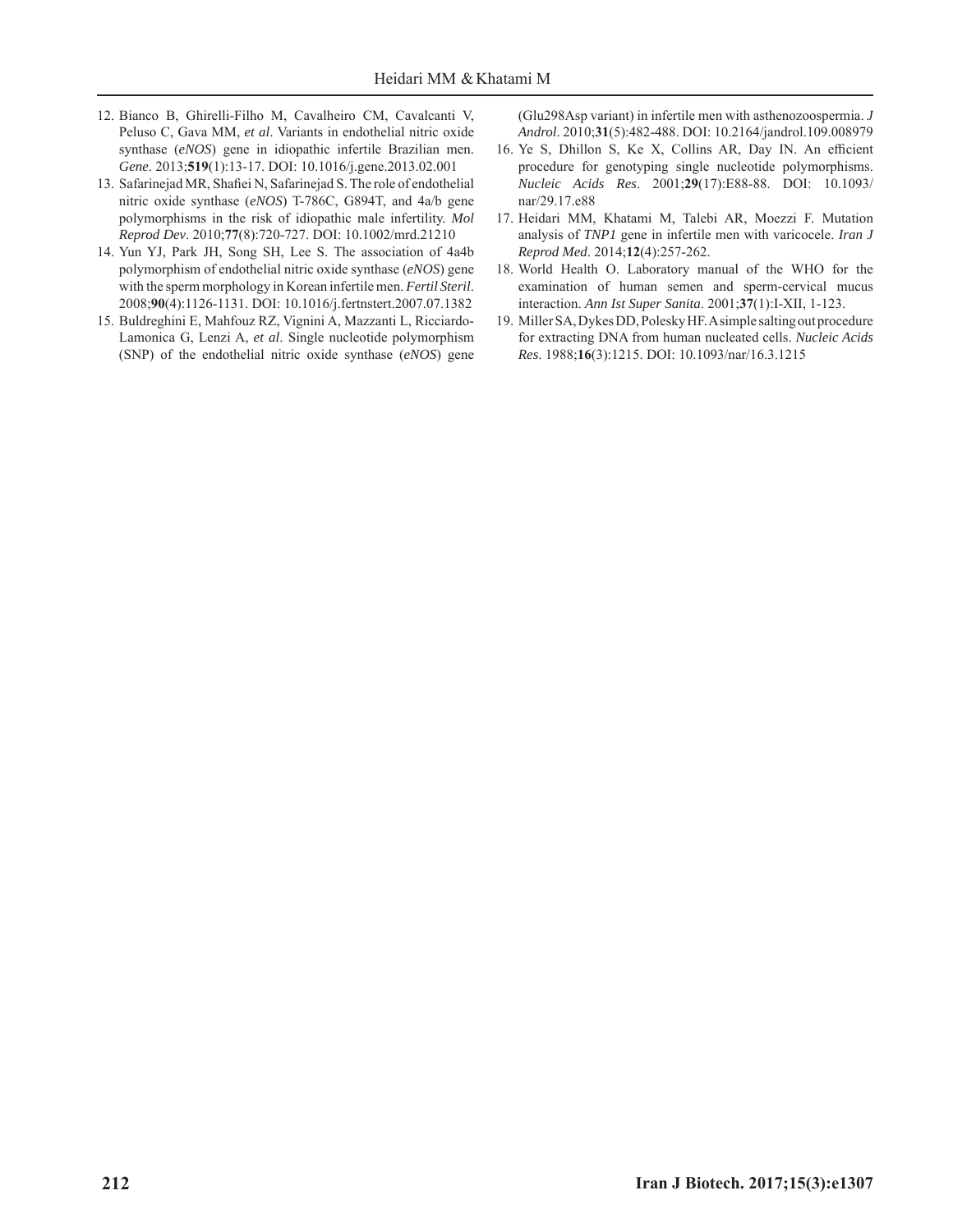12. Bianco B, Ghirelli-Filho M, Cavalheiro CM, Cavalcanti V, Peluso C, Gava MM, *et al*. Variants in endothelial nitric oxide synthase (*eNOS*) gene in idiopathic infertile Brazilian men. *Gene*. 2013;**519**(1):13-17. DOI: 10.1016/j.gene.2013.02.001
13. Safarinejad MR, Shafiei N, Safarinejad S. The role of endothelial nitric oxide synthase (*eNOS*) T-786C, G894T, and 4a/b gene polymorphisms in the risk of idiopathic male infertility. *Mol Reprod Dev*. 2010;**77**(8):720-727. DOI: 10.1002/mrd.21210
14. Yun YJ, Park JH, Song SH, Lee S. The association of 4a4b polymorphism of endothelial nitric oxide synthase (*eNOS*) gene with the sperm morphology in Korean infertile men. *Fertil Steril*. 2008;**90**(4):1126-1131. DOI: 10.1016/j.fertnstert.2007.07.1382
15. Buldreghini E, Mahfouz RZ, Vignini A, Mazzanti L, Ricciardo-Lamonica G, Lenzi A, *et al*. Single nucleotide polymorphism (SNP) of the endothelial nitric oxide synthase (*eNOS*) gene (Glu298Asp variant) in infertile men with asthenozoospermia. *J Androl*. 2010;**31**(5):482-488. DOI: 10.2164/jandrol.109.008979
16. Ye S, Dhillon S, Ke X, Collins AR, Day IN. An efficient procedure for genotyping single nucleotide polymorphisms. *Nucleic Acids Res*. 2001;**29**(17):E88-88. DOI: 10.1093/nar/29.17.e88
17. Heidari MM, Khatami M, Talebi AR, Moezzi F. Mutation analysis of *TNP1* gene in infertile men with varicocele. *Iran J Reprod Med*. 2014;**12**(4):257-262.
18. World Health O. Laboratory manual of the WHO for the examination of human semen and sperm-cervical mucus interaction. *Ann Ist Super Sanita*. 2001;**37**(1):I-XII, 1-123.
19. Miller SA, Dykes DD, Polesky HF. A simple salting out procedure for extracting DNA from human nucleated cells. *Nucleic Acids Res*. 1988;**16**(3):1215. DOI: 10.1093/nar/16.3.1215